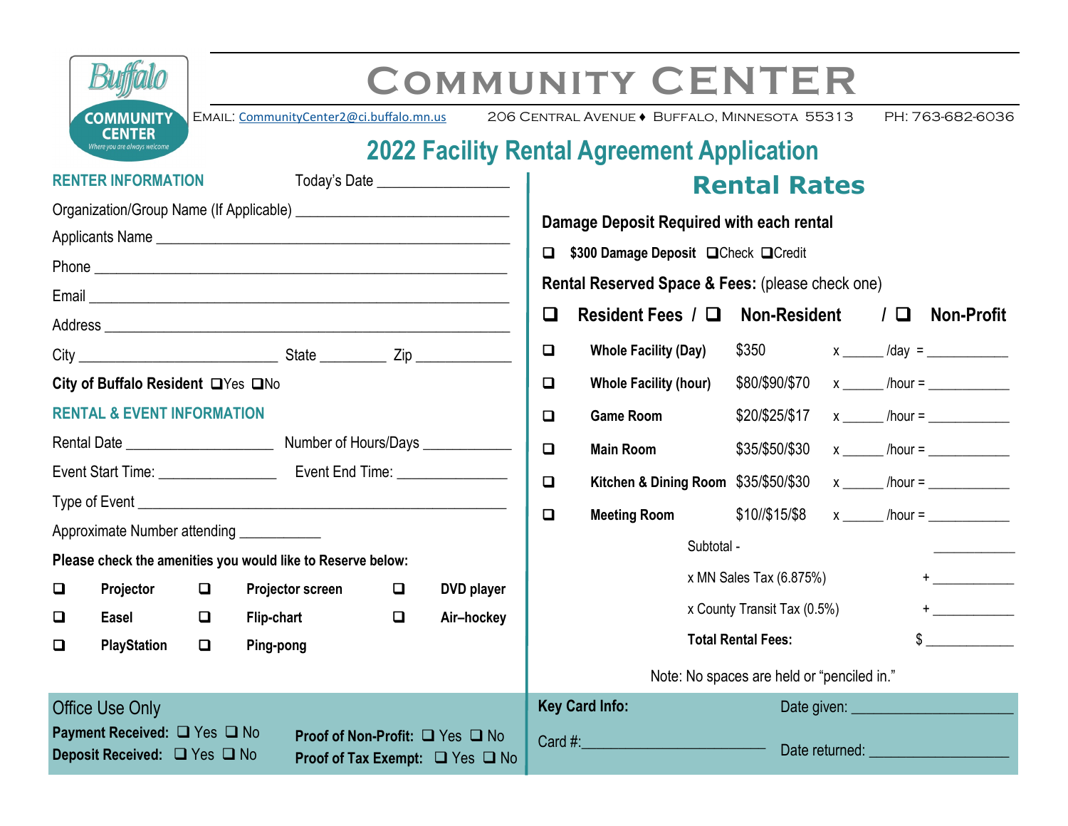Buffalo COMMUNITY CENTER
Where you are always welcome

# COMMUNITY CENTER

EMAIL: CommunityCenter2@ci.buffalo.mn.us 206 CENTRAL AVENUE ♦ BUFFALO, MINNESOTA 55313 PH: 763-682-6036

## 2022 Facility Rental Agreement Application

### RENTER INFORMATION

Today's Date ________________

Organization/Group Name (If Applicable) ___________________________

Applicants Name ___________________________________________

Phone _____________________________________________________

Email _____________________________________________________

Address ___________________________________________________

City __________________________ State _________ Zip ____________

**City of Buffalo Resident** ❑Yes ❑No

### RENTAL & EVENT INFORMATION

Rental Date ___________________ Number of Hours/Days ___________

Event Start Time: _______________ Event End Time: ______________

Type of Event _____________________________________________

Approximate Number attending ___________

**Please check the amenities you would like to Reserve below:**

| | | | | | |
|---|---|---|---|---|---|
| ❑ | **Projector** | ❑ | **Projector screen** | ❑ | **DVD player** |
| ❑ | **Easel** | ❑ | **Flip-chart** | ❑ | **Air–hockey** |
| ❑ | **PlayStation** | ❑ | **Ping-pong** | | |

## Rental Rates

**Damage Deposit Required with each rental**

❑ **$300 Damage Deposit** ❑Check ❑Credit

**Rental Reserved Space & Fees:** (please check one)

❑ **Resident Fees** / ❑ **Non-Resident** / ❑ **Non-Profit**

| | | | | |
|---|---|---|---|---|
| ❑ | **Whole Facility (Day)** | $350 | x ______ /day | = ___________ |
| ❑ | **Whole Facility (hour)** | $80/$90/$70 | x ______ /hour | = ___________ |
| ❑ | **Game Room** | $20/$25/$17 | x ______ /hour | = ___________ |
| ❑ | **Main Room** | $35/$50/$30 | x ______ /hour | = ___________ |
| ❑ | **Kitchen & Dining Room** | $35/$50/$30 | x ______ /hour | = ___________ |
| ❑ | **Meeting Room** | $10//$15/$8 | x ______ /hour | = ___________ |

Subtotal - ___________

x MN Sales Tax (6.875%) + ___________

x County Transit Tax (0.5%) + ___________

**Total Rental Fees:** $ ___________

Note: No spaces are held or "penciled in."

---

Office Use Only

**Payment Received:** ❑ Yes ❑ No **Proof of Non-Profit:** ❑ Yes ❑ No

**Deposit Received:** ❑ Yes ❑ No **Proof of Tax Exempt:** ❑ Yes ❑ No

**Key Card Info:** Date given: ____________________

Card #:_______________________ Date returned: __________________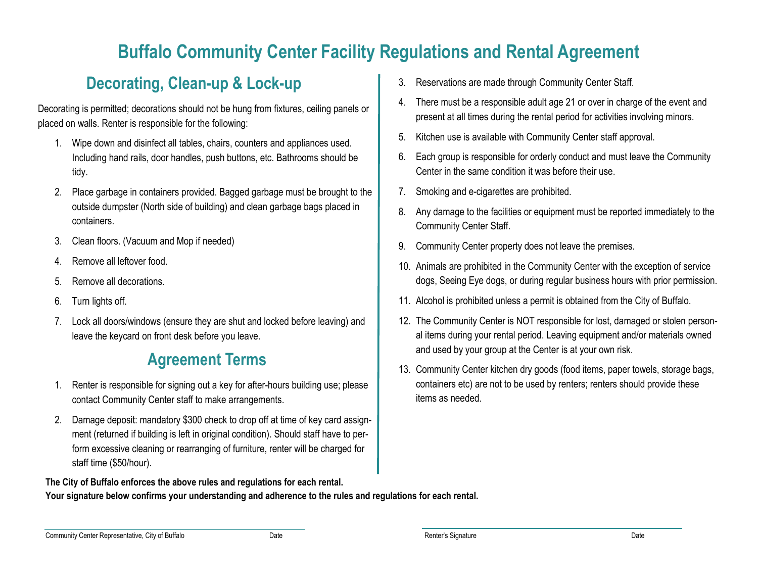# Buffalo Community Center Facility Regulations and Rental Agreement

## Decorating, Clean-up & Lock-up

Decorating is permitted; decorations should not be hung from fixtures, ceiling panels or placed on walls. Renter is responsible for the following:

1. Wipe down and disinfect all tables, chairs, counters and appliances used. Including hand rails, door handles, push buttons, etc. Bathrooms should be tidy.
2. Place garbage in containers provided. Bagged garbage must be brought to the outside dumpster (North side of building) and clean garbage bags placed in containers.
3. Clean floors. (Vacuum and Mop if needed)
4. Remove all leftover food.
5. Remove all decorations.
6. Turn lights off.
7. Lock all doors/windows (ensure they are shut and locked before leaving) and leave the keycard on front desk before you leave.

## Agreement Terms

1. Renter is responsible for signing out a key for after-hours building use; please contact Community Center staff to make arrangements.
2. Damage deposit: mandatory $300 check to drop off at time of key card assignment (returned if building is left in original condition). Should staff have to perform excessive cleaning or rearranging of furniture, renter will be charged for staff time ($50/hour).
3. Reservations are made through Community Center Staff.
4. There must be a responsible adult age 21 or over in charge of the event and present at all times during the rental period for activities involving minors.
5. Kitchen use is available with Community Center staff approval.
6. Each group is responsible for orderly conduct and must leave the Community Center in the same condition it was before their use.
7. Smoking and e-cigarettes are prohibited.
8. Any damage to the facilities or equipment must be reported immediately to the Community Center Staff.
9. Community Center property does not leave the premises.
10. Animals are prohibited in the Community Center with the exception of service dogs, Seeing Eye dogs, or during regular business hours with prior permission.
11. Alcohol is prohibited unless a permit is obtained from the City of Buffalo.
12. The Community Center is NOT responsible for lost, damaged or stolen personal items during your rental period. Leaving equipment and/or materials owned and used by your group at the Center is at your own risk.
13. Community Center kitchen dry goods (food items, paper towels, storage bags, containers etc) are not to be used by renters; renters should provide these items as needed.

**The City of Buffalo enforces the above rules and regulations for each rental.**
**Your signature below confirms your understanding and adherence to the rules and regulations for each rental.**

Community Center Representative, City of Buffalo _______________ Date _______________

Renter's Signature _______________ Date _______________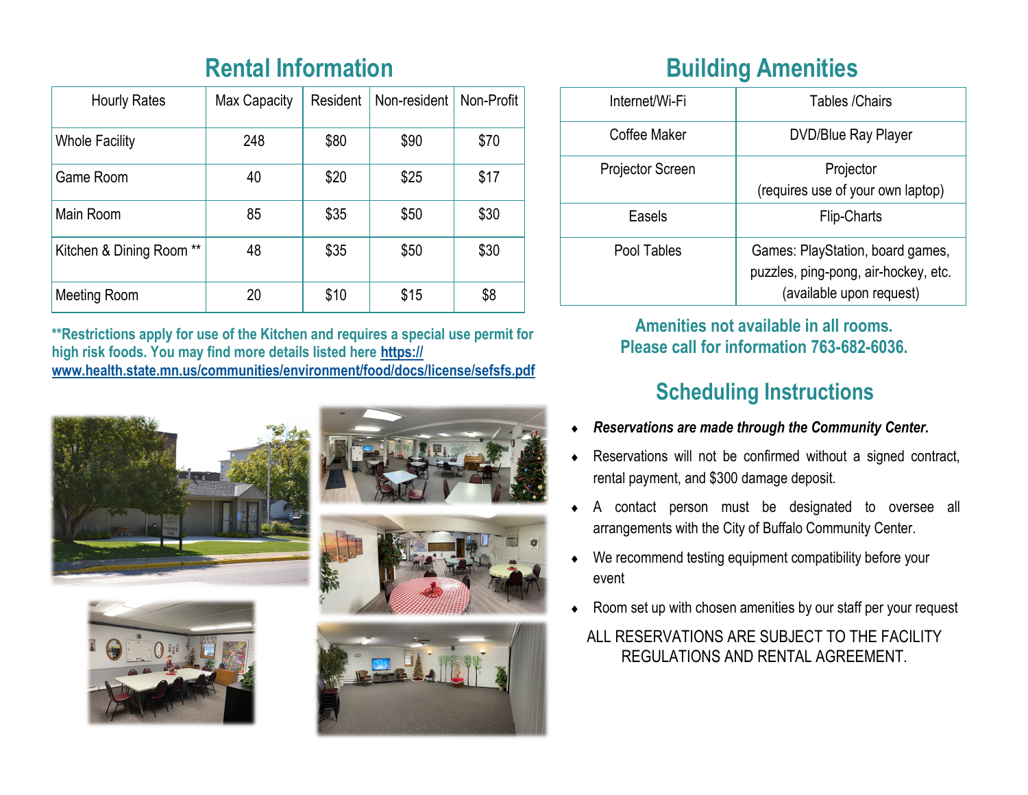## Rental Information

| Hourly Rates | Max Capacity | Resident | Non-resident | Non-Profit |
|---|---|---|---|---|
| Whole Facility | 248 | $80 | $90 | $70 |
| Game Room | 40 | $20 | $25 | $17 |
| Main Room | 85 | $35 | $50 | $30 |
| Kitchen & Dining Room ** | 48 | $35 | $50 | $30 |
| Meeting Room | 20 | $10 | $15 | $8 |

**\*\*Restrictions apply for use of the Kitchen and requires a special use permit for high risk foods. You may find more details listed here https://www.health.state.mn.us/communities/environment/food/docs/license/sefsfs.pdf**

## Building Amenities

| | |
|---|---|
| Internet/Wi-Fi | Tables /Chairs |
| Coffee Maker | DVD/Blue Ray Player |
| Projector Screen | Projector (requires use of your own laptop) |
| Easels | Flip-Charts |
| Pool Tables | Games: PlayStation, board games, puzzles, ping-pong, air-hockey, etc. (available upon request) |

**Amenities not available in all rooms.**
**Please call for information 763-682-6036.**

## Scheduling Instructions

- ***Reservations are made through the Community Center.***
- Reservations will not be confirmed without a signed contract, rental payment, and $300 damage deposit.
- A contact person must be designated to oversee all arrangements with the City of Buffalo Community Center.
- We recommend testing equipment compatibility before your event
- Room set up with chosen amenities by our staff per your request

ALL RESERVATIONS ARE SUBJECT TO THE FACILITY REGULATIONS AND RENTAL AGREEMENT.